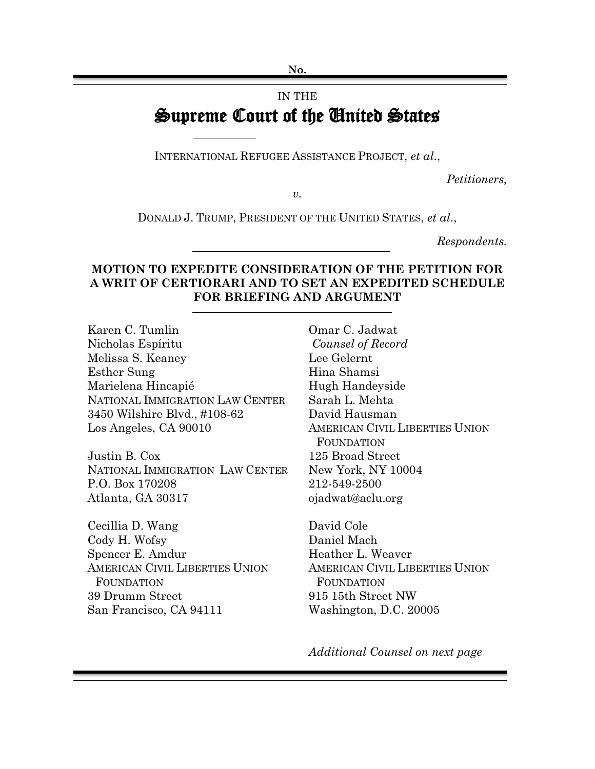No.

IN THE

# Supreme Court of the United States

INTERNATIONAL REFUGEE ASSISTANCE PROJECT, *et al.*,

*Petitioners,*

*v.*

DONALD J. TRUMP, PRESIDENT OF THE UNITED STATES, *et al.*,

*Respondents.*

## MOTION TO EXPEDITE CONSIDERATION OF THE PETITION FOR A WRIT OF CERTIORARI AND TO SET AN EXPEDITED SCHEDULE FOR BRIEFING AND ARGUMENT

Omar C. Jadwat
*Counsel of Record*
Lee Gelernt
Hina Shamsi
Hugh Handeyside
Sarah L. Mehta
David Hausman
AMERICAN CIVIL LIBERTIES UNION FOUNDATION
125 Broad Street
New York, NY 10004
212-549-2500
ojadwat@aclu.org

David Cole
Daniel Mach
Heather L. Weaver
AMERICAN CIVIL LIBERTIES UNION FOUNDATION
915 15th Street NW
Washington, D.C. 20005

Karen C. Tumlin
Nicholas Espíritu
Melissa S. Keaney
Esther Sung
Marielena Hincapié
NATIONAL IMMIGRATION LAW CENTER
3450 Wilshire Blvd., #108-62
Los Angeles, CA 90010

Justin B. Cox
NATIONAL IMMIGRATION LAW CENTER
P.O. Box 170208
Atlanta, GA 30317

Cecillia D. Wang
Cody H. Wofsy
Spencer E. Amdur
AMERICAN CIVIL LIBERTIES UNION FOUNDATION
39 Drumm Street
San Francisco, CA 94111

*Additional Counsel on next page*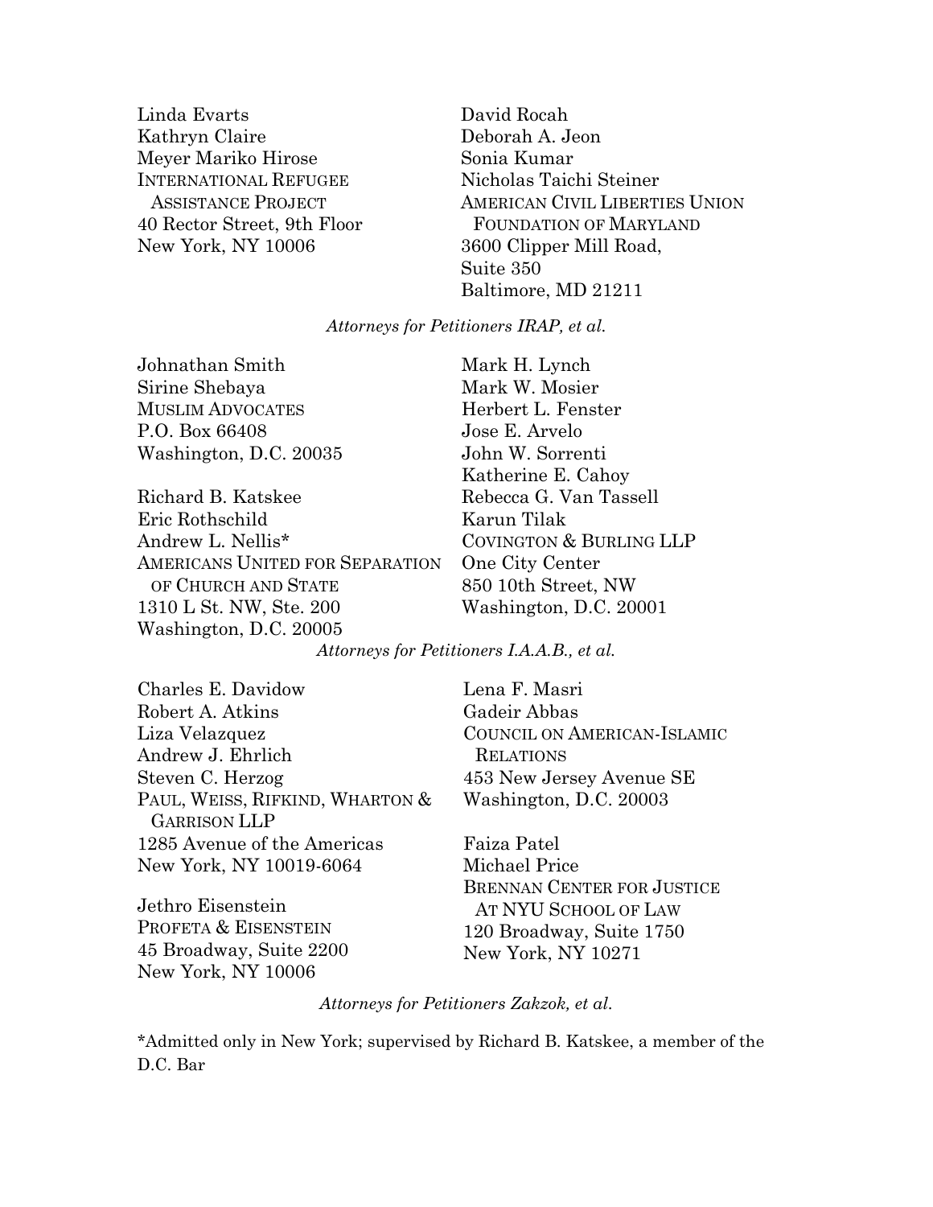Linda Evarts
Kathryn Claire
Meyer Mariko Hirose
INTERNATIONAL REFUGEE ASSISTANCE PROJECT
40 Rector Street, 9th Floor
New York, NY 10006

David Rocah
Deborah A. Jeon
Sonia Kumar
Nicholas Taichi Steiner
AMERICAN CIVIL LIBERTIES UNION FOUNDATION OF MARYLAND
3600 Clipper Mill Road,
Suite 350
Baltimore, MD 21211

*Attorneys for Petitioners IRAP, et al.*

Johnathan Smith
Sirine Shebaya
MUSLIM ADVOCATES
P.O. Box 66408
Washington, D.C. 20035

Richard B. Katskee
Eric Rothschild
Andrew L. Nellis*
AMERICANS UNITED FOR SEPARATION OF CHURCH AND STATE
1310 L St. NW, Ste. 200
Washington, D.C. 20005

Mark H. Lynch
Mark W. Mosier
Herbert L. Fenster
Jose E. Arvelo
John W. Sorrenti
Katherine E. Cahoy
Rebecca G. Van Tassell
Karun Tilak
COVINGTON & BURLING LLP
One City Center
850 10th Street, NW
Washington, D.C. 20001

*Attorneys for Petitioners I.A.A.B., et al.*

Charles E. Davidow
Robert A. Atkins
Liza Velazquez
Andrew J. Ehrlich
Steven C. Herzog
PAUL, WEISS, RIFKIND, WHARTON & GARRISON LLP
1285 Avenue of the Americas
New York, NY 10019-6064

Jethro Eisenstein
PROFETA & EISENSTEIN
45 Broadway, Suite 2200
New York, NY 10006

Lena F. Masri
Gadeir Abbas
COUNCIL ON AMERICAN-ISLAMIC RELATIONS
453 New Jersey Avenue SE
Washington, D.C. 20003

Faiza Patel
Michael Price
BRENNAN CENTER FOR JUSTICE AT NYU SCHOOL OF LAW
120 Broadway, Suite 1750
New York, NY 10271

*Attorneys for Petitioners Zakzok, et al.*

*Admitted only in New York; supervised by Richard B. Katskee, a member of the D.C. Bar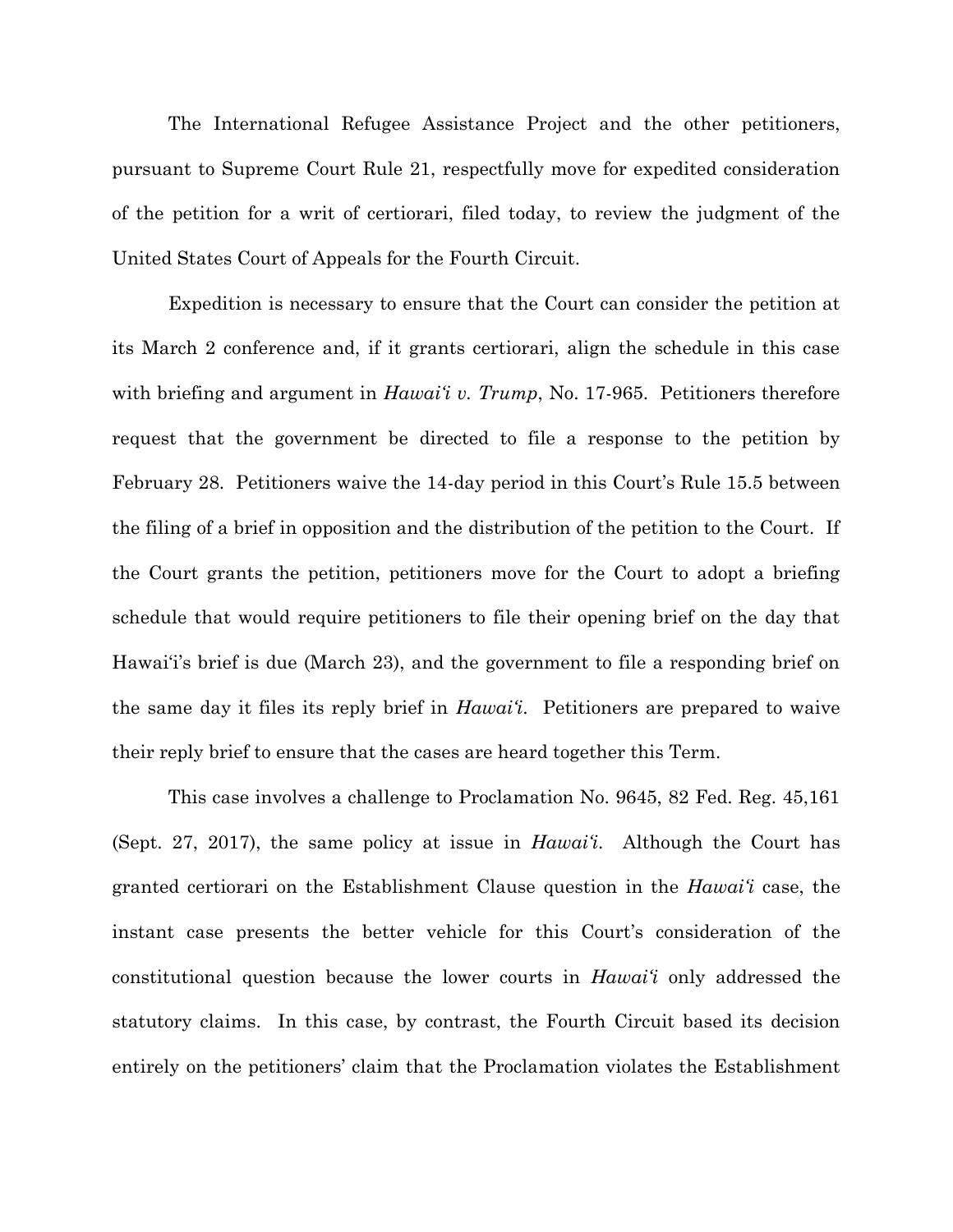The International Refugee Assistance Project and the other petitioners, pursuant to Supreme Court Rule 21, respectfully move for expedited consideration of the petition for a writ of certiorari, filed today, to review the judgment of the United States Court of Appeals for the Fourth Circuit.

Expedition is necessary to ensure that the Court can consider the petition at its March 2 conference and, if it grants certiorari, align the schedule in this case with briefing and argument in *Hawai'i v. Trump*, No. 17-965. Petitioners therefore request that the government be directed to file a response to the petition by February 28. Petitioners waive the 14-day period in this Court's Rule 15.5 between the filing of a brief in opposition and the distribution of the petition to the Court. If the Court grants the petition, petitioners move for the Court to adopt a briefing schedule that would require petitioners to file their opening brief on the day that Hawai'i's brief is due (March 23), and the government to file a responding brief on the same day it files its reply brief in *Hawai'i*. Petitioners are prepared to waive their reply brief to ensure that the cases are heard together this Term.

This case involves a challenge to Proclamation No. 9645, 82 Fed. Reg. 45,161 (Sept. 27, 2017), the same policy at issue in *Hawai'i*. Although the Court has granted certiorari on the Establishment Clause question in the *Hawai'i* case, the instant case presents the better vehicle for this Court's consideration of the constitutional question because the lower courts in *Hawai'i* only addressed the statutory claims. In this case, by contrast, the Fourth Circuit based its decision entirely on the petitioners' claim that the Proclamation violates the Establishment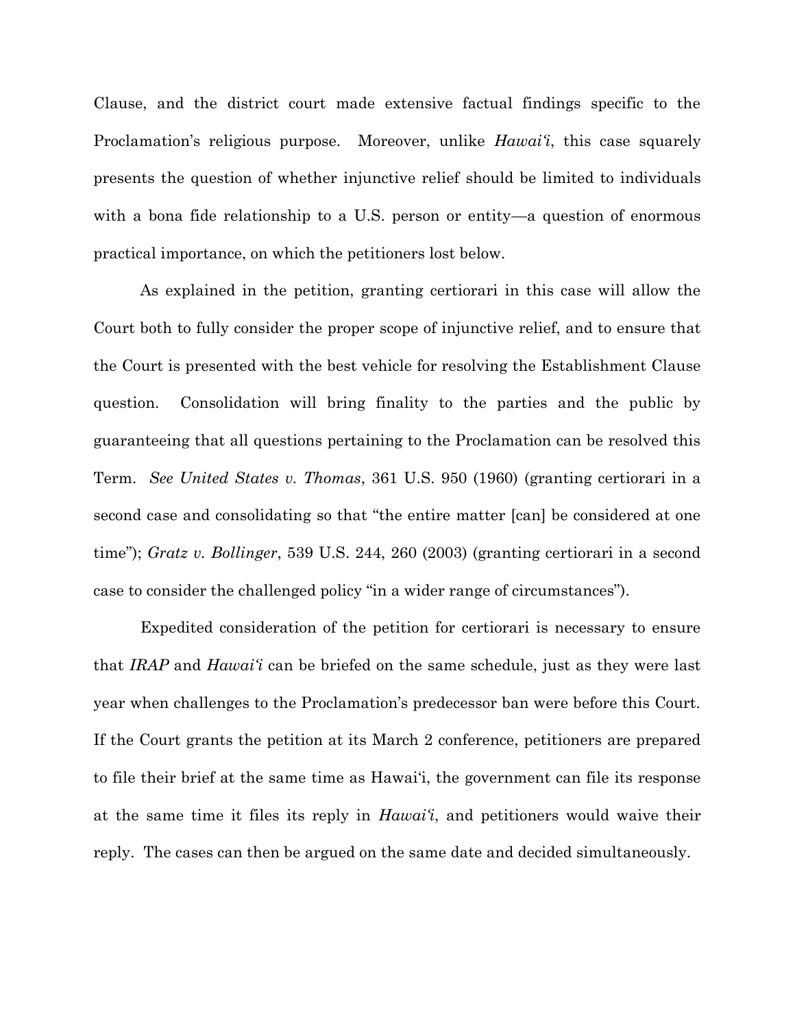Clause, and the district court made extensive factual findings specific to the Proclamation's religious purpose. Moreover, unlike *Hawai'i*, this case squarely presents the question of whether injunctive relief should be limited to individuals with a bona fide relationship to a U.S. person or entity—a question of enormous practical importance, on which the petitioners lost below.

As explained in the petition, granting certiorari in this case will allow the Court both to fully consider the proper scope of injunctive relief, and to ensure that the Court is presented with the best vehicle for resolving the Establishment Clause question. Consolidation will bring finality to the parties and the public by guaranteeing that all questions pertaining to the Proclamation can be resolved this Term. *See United States v. Thomas*, 361 U.S. 950 (1960) (granting certiorari in a second case and consolidating so that "the entire matter [can] be considered at one time"); *Gratz v. Bollinger*, 539 U.S. 244, 260 (2003) (granting certiorari in a second case to consider the challenged policy "in a wider range of circumstances").

Expedited consideration of the petition for certiorari is necessary to ensure that *IRAP* and *Hawai'i* can be briefed on the same schedule, just as they were last year when challenges to the Proclamation's predecessor ban were before this Court. If the Court grants the petition at its March 2 conference, petitioners are prepared to file their brief at the same time as Hawai'i, the government can file its response at the same time it files its reply in *Hawai'i*, and petitioners would waive their reply. The cases can then be argued on the same date and decided simultaneously.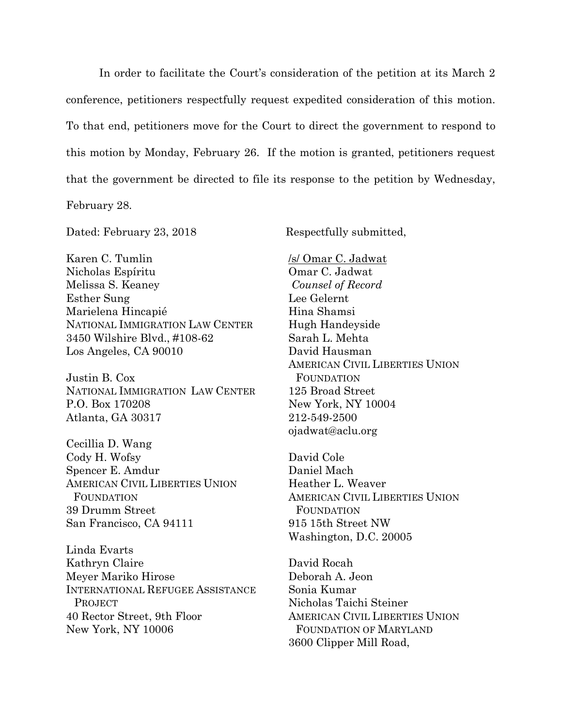In order to facilitate the Court's consideration of the petition at its March 2 conference, petitioners respectfully request expedited consideration of this motion. To that end, petitioners move for the Court to direct the government to respond to this motion by Monday, February 26. If the motion is granted, petitioners request that the government be directed to file its response to the petition by Wednesday, February 28.

Dated: February 23, 2018

Respectfully submitted,

/s/ Omar C. Jadwat
Omar C. Jadwat
*Counsel of Record*
Lee Gelernt
Hina Shamsi
Hugh Handeyside
Sarah L. Mehta
David Hausman
AMERICAN CIVIL LIBERTIES UNION FOUNDATION
125 Broad Street
New York, NY 10004
212-549-2500
ojadwat@aclu.org

David Cole
Daniel Mach
Heather L. Weaver
AMERICAN CIVIL LIBERTIES UNION FOUNDATION
915 15th Street NW
Washington, D.C. 20005

David Rocah
Deborah A. Jeon
Sonia Kumar
Nicholas Taichi Steiner
AMERICAN CIVIL LIBERTIES UNION FOUNDATION OF MARYLAND
3600 Clipper Mill Road,

Karen C. Tumlin
Nicholas Espíritu
Melissa S. Keaney
Esther Sung
Marielena Hincapié
NATIONAL IMMIGRATION LAW CENTER
3450 Wilshire Blvd., #108-62
Los Angeles, CA 90010

Justin B. Cox
NATIONAL IMMIGRATION LAW CENTER
P.O. Box 170208
Atlanta, GA 30317

Cecillia D. Wang
Cody H. Wofsy
Spencer E. Amdur
AMERICAN CIVIL LIBERTIES UNION FOUNDATION
39 Drumm Street
San Francisco, CA 94111

Linda Evarts
Kathryn Claire
Meyer Mariko Hirose
INTERNATIONAL REFUGEE ASSISTANCE PROJECT
40 Rector Street, 9th Floor
New York, NY 10006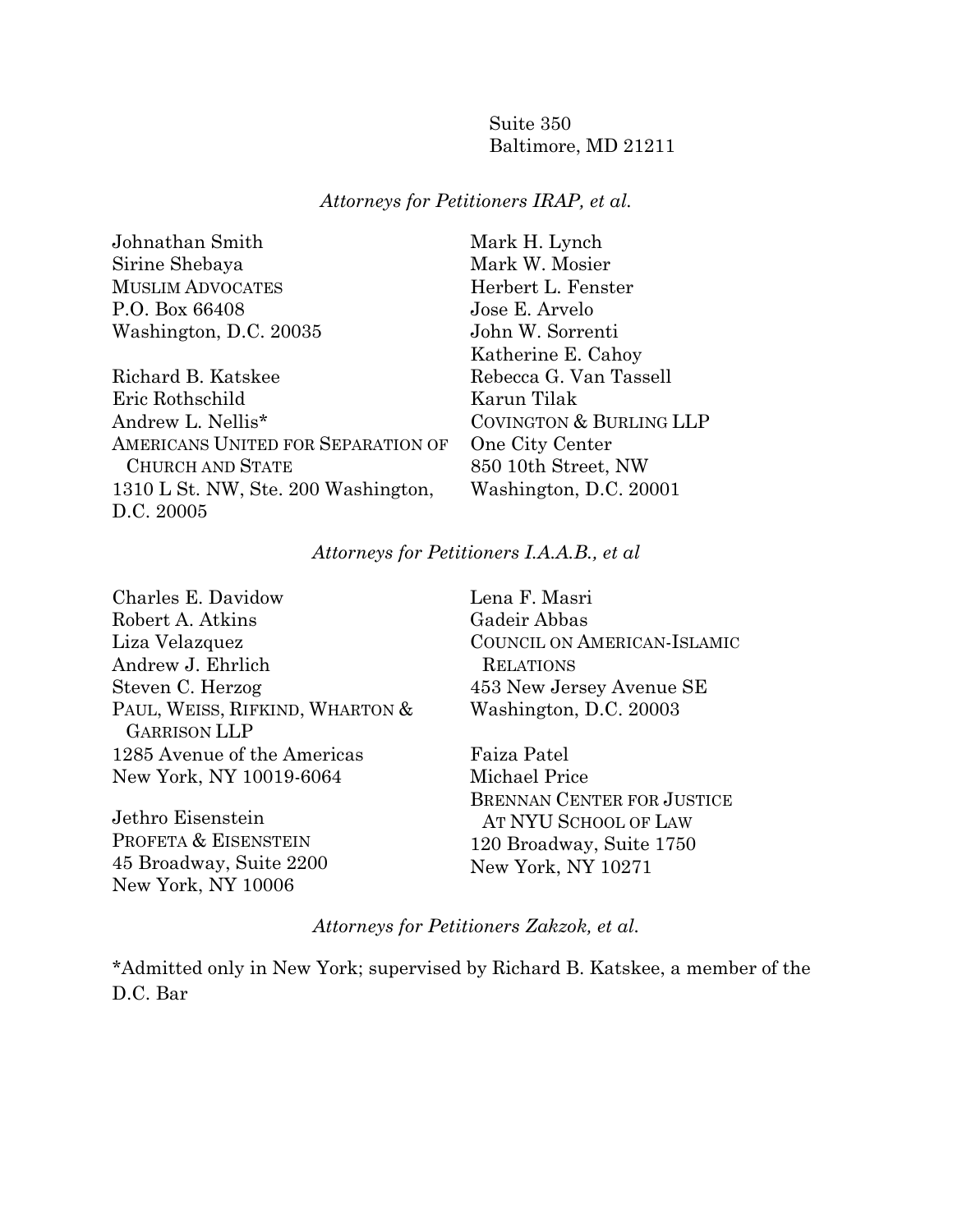Suite 350
Baltimore, MD 21211

*Attorneys for Petitioners IRAP, et al.*

Johnathan Smith
Sirine Shebaya
MUSLIM ADVOCATES
P.O. Box 66408
Washington, D.C. 20035

Richard B. Katskee
Eric Rothschild
Andrew L. Nellis*
AMERICANS UNITED FOR SEPARATION OF CHURCH AND STATE
1310 L St. NW, Ste. 200 Washington, D.C. 20005

Mark H. Lynch
Mark W. Mosier
Herbert L. Fenster
Jose E. Arvelo
John W. Sorrenti
Katherine E. Cahoy
Rebecca G. Van Tassell
Karun Tilak
COVINGTON & BURLING LLP
One City Center
850 10th Street, NW
Washington, D.C. 20001

*Attorneys for Petitioners I.A.A.B., et al*

Charles E. Davidow
Robert A. Atkins
Liza Velazquez
Andrew J. Ehrlich
Steven C. Herzog
PAUL, WEISS, RIFKIND, WHARTON & GARRISON LLP
1285 Avenue of the Americas
New York, NY 10019-6064

Jethro Eisenstein
PROFETA & EISENSTEIN
45 Broadway, Suite 2200
New York, NY 10006

Lena F. Masri
Gadeir Abbas
COUNCIL ON AMERICAN-ISLAMIC RELATIONS
453 New Jersey Avenue SE
Washington, D.C. 20003

Faiza Patel
Michael Price
BRENNAN CENTER FOR JUSTICE AT NYU SCHOOL OF LAW
120 Broadway, Suite 1750
New York, NY 10271

*Attorneys for Petitioners Zakzok, et al.*

*Admitted only in New York; supervised by Richard B. Katskee, a member of the D.C. Bar